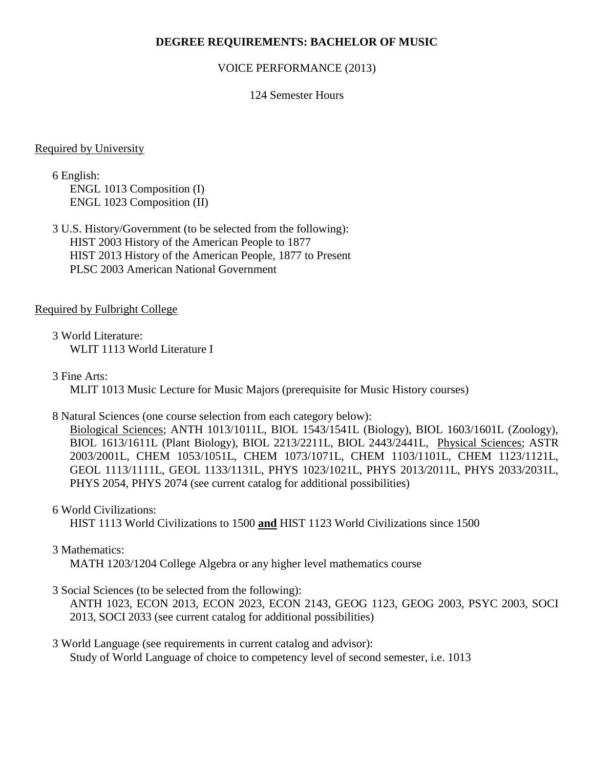**DEGREE REQUIREMENTS: BACHELOR OF MUSIC**

VOICE PERFORMANCE (2013)

124 Semester Hours

Required by University

6 English:
ENGL 1013 Composition (I)
ENGL 1023 Composition (II)

3 U.S. History/Government (to be selected from the following):
HIST 2003 History of the American People to 1877
HIST 2013 History of the American People, 1877 to Present
PLSC 2003 American National Government

Required by Fulbright College

3 World Literature:
WLIT 1113 World Literature I

3 Fine Arts:
MLIT 1013 Music Lecture for Music Majors (prerequisite for Music History courses)

8 Natural Sciences (one course selection from each category below):
Biological Sciences; ANTH 1013/1011L, BIOL 1543/1541L (Biology), BIOL 1603/1601L (Zoology), BIOL 1613/1611L (Plant Biology), BIOL 2213/2211L, BIOL 2443/2441L, Physical Sciences; ASTR 2003/2001L, CHEM 1053/1051L, CHEM 1073/1071L, CHEM 1103/1101L, CHEM 1123/1121L, GEOL 1113/1111L, GEOL 1133/1131L, PHYS 1023/1021L, PHYS 2013/2011L, PHYS 2033/2031L, PHYS 2054, PHYS 2074 (see current catalog for additional possibilities)

6 World Civilizations:
HIST 1113 World Civilizations to 1500 **and** HIST 1123 World Civilizations since 1500

3 Mathematics:
MATH 1203/1204 College Algebra or any higher level mathematics course

3 Social Sciences (to be selected from the following):
ANTH 1023, ECON 2013, ECON 2023, ECON 2143, GEOG 1123, GEOG 2003, PSYC 2003, SOCI 2013, SOCI 2033 (see current catalog for additional possibilities)

3 World Language (see requirements in current catalog and advisor):
Study of World Language of choice to competency level of second semester, i.e. 1013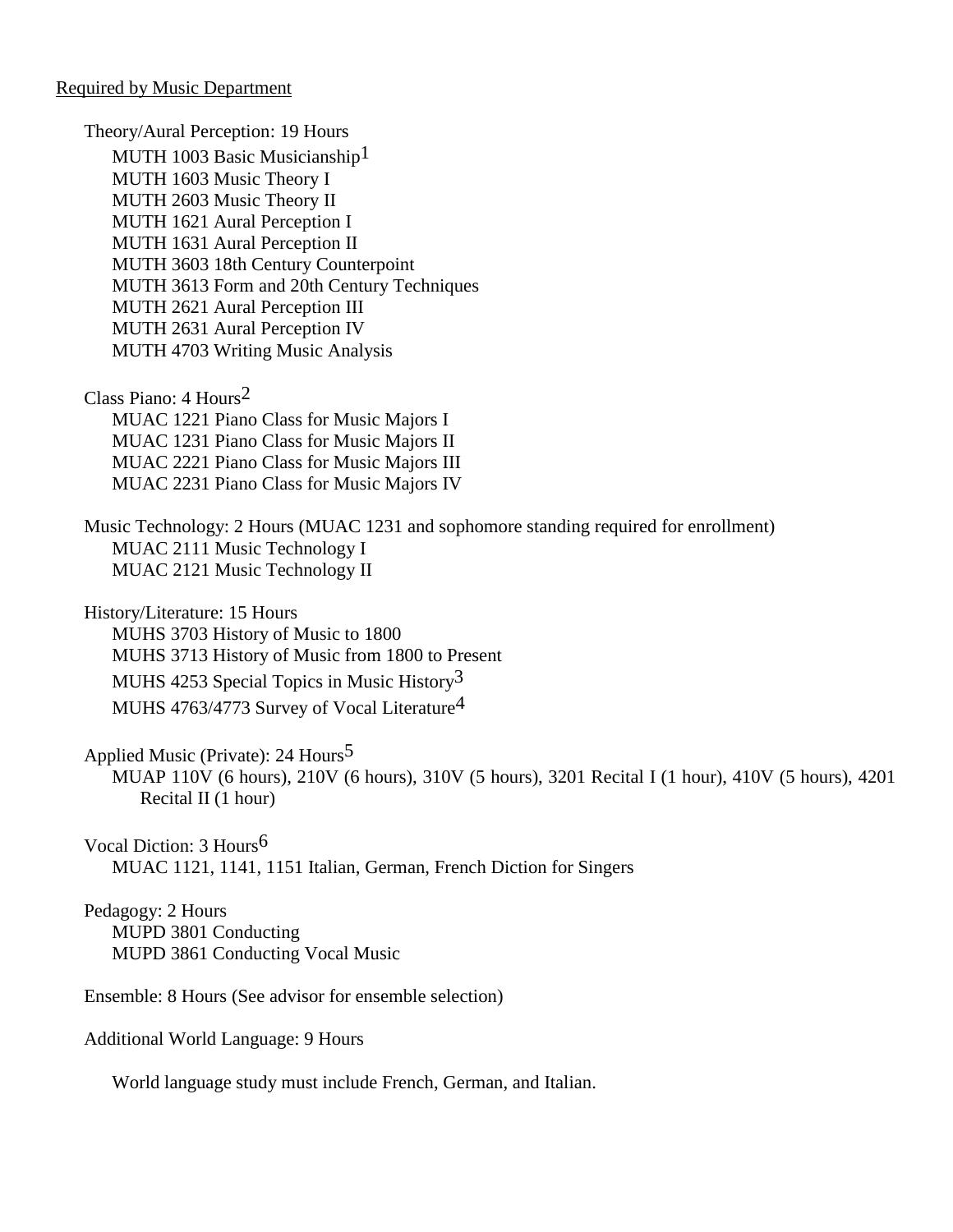Required by Music Department

Theory/Aural Perception: 19 Hours

- MUTH 1003 Basic Musicianship[1]
- MUTH 1603 Music Theory I
- MUTH 2603 Music Theory II
- MUTH 1621 Aural Perception I
- MUTH 1631 Aural Perception II
- MUTH 3603 18th Century Counterpoint
- MUTH 3613 Form and 20th Century Techniques
- MUTH 2621 Aural Perception III
- MUTH 2631 Aural Perception IV
- MUTH 4703 Writing Music Analysis

Class Piano: 4 Hours[2]

- MUAC 1221 Piano Class for Music Majors I
- MUAC 1231 Piano Class for Music Majors II
- MUAC 2221 Piano Class for Music Majors III
- MUAC 2231 Piano Class for Music Majors IV

Music Technology: 2 Hours (MUAC 1231 and sophomore standing required for enrollment)

- MUAC 2111 Music Technology I
- MUAC 2121 Music Technology II

History/Literature: 15 Hours

- MUHS 3703 History of Music to 1800
- MUHS 3713 History of Music from 1800 to Present
- MUHS 4253 Special Topics in Music History[3]
- MUHS 4763/4773 Survey of Vocal Literature[4]

Applied Music (Private): 24 Hours[5]

- MUAP 110V (6 hours), 210V (6 hours), 310V (5 hours), 3201 Recital I (1 hour), 410V (5 hours), 4201 Recital II (1 hour)

Vocal Diction: 3 Hours[6]

- MUAC 1121, 1141, 1151 Italian, German, French Diction for Singers

Pedagogy: 2 Hours

- MUPD 3801 Conducting
- MUPD 3861 Conducting Vocal Music

Ensemble: 8 Hours (See advisor for ensemble selection)

Additional World Language: 9 Hours

World language study must include French, German, and Italian.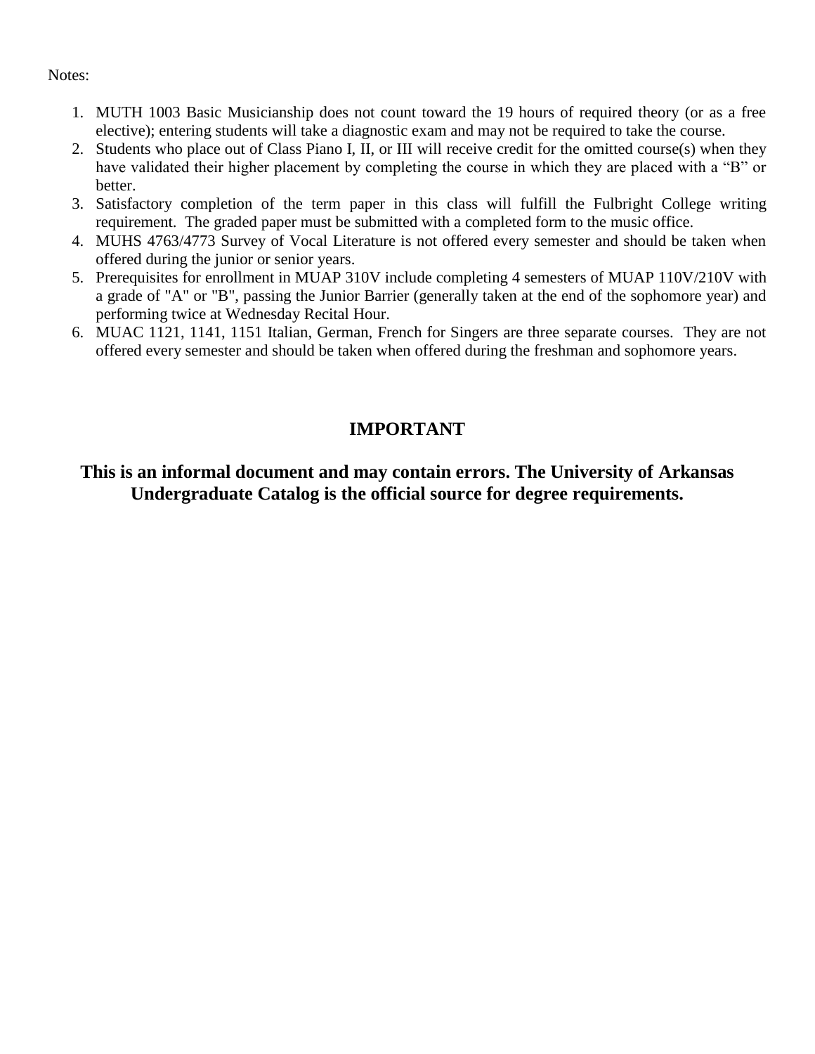Notes:

1. MUTH 1003 Basic Musicianship does not count toward the 19 hours of required theory (or as a free elective); entering students will take a diagnostic exam and may not be required to take the course.
2. Students who place out of Class Piano I, II, or III will receive credit for the omitted course(s) when they have validated their higher placement by completing the course in which they are placed with a "B" or better.
3. Satisfactory completion of the term paper in this class will fulfill the Fulbright College writing requirement. The graded paper must be submitted with a completed form to the music office.
4. MUHS 4763/4773 Survey of Vocal Literature is not offered every semester and should be taken when offered during the junior or senior years.
5. Prerequisites for enrollment in MUAP 310V include completing 4 semesters of MUAP 110V/210V with a grade of "A" or "B", passing the Junior Barrier (generally taken at the end of the sophomore year) and performing twice at Wednesday Recital Hour.
6. MUAC 1121, 1141, 1151 Italian, German, French for Singers are three separate courses. They are not offered every semester and should be taken when offered during the freshman and sophomore years.

## IMPORTANT

**This is an informal document and may contain errors. The University of Arkansas Undergraduate Catalog is the official source for degree requirements.**